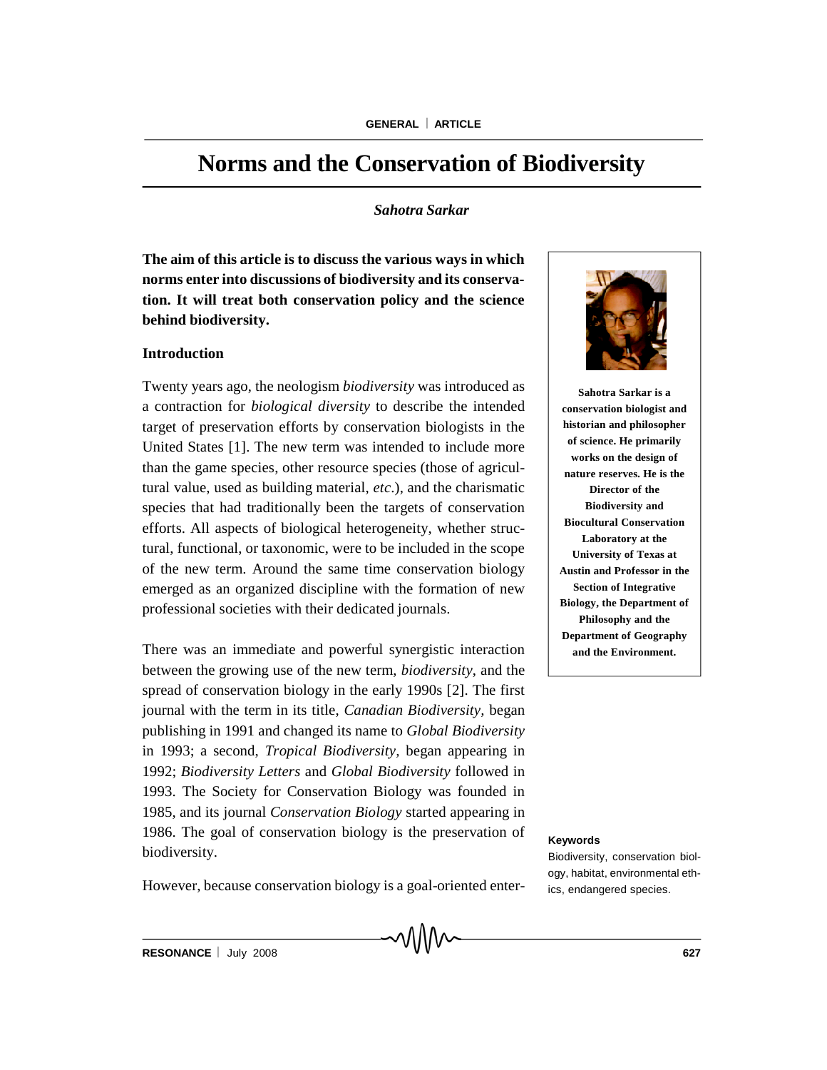# Norms and the Conservation of Biodiversity

*Sahotra Sarkar*

**The aim of this article is to discuss the various ways in which norms enter into discussions of biodiversity and its conservation. It will treat both conservation policy and the science behind biodiversity.**

**Sahotra Sarkar is a conservation biologist and historian and philosopher of science. He primarily works on the design of nature reserves. He is the Director of the Biodiversity and Biocultural Conservation Laboratory at the University of Texas at Austin and Professor in the Section of Integrative Biology, the Department of Philosophy and the Department of Geography and the Environment.**

## Introduction

Twenty years ago, the neologism *biodiversity* was introduced as a contraction for *biological diversity* to describe the intended target of preservation efforts by conservation biologists in the United States [1]. The new term was intended to include more than the game species, other resource species (those of agricultural value, used as building material, *etc*.), and the charismatic species that had traditionally been the targets of conservation efforts. All aspects of biological heterogeneity, whether structural, functional, or taxonomic, were to be included in the scope of the new term. Around the same time conservation biology emerged as an organized discipline with the formation of new professional societies with their dedicated journals.

There was an immediate and powerful synergistic interaction between the growing use of the new term, *biodiversity*, and the spread of conservation biology in the early 1990s [2]. The first journal with the term in its title, *Canadian Biodiversity,* began publishing in 1991 and changed its name to *Global Biodiversity* in 1993; a second, *Tropical Biodiversity,* began appearing in 1992; *Biodiversity Letters* and *Global Biodiversity* followed in 1993. The Society for Conservation Biology was founded in 1985, and its journal *Conservation Biology* started appearing in 1986. The goal of conservation biology is the preservation of biodiversity.

**Keywords**

Biodiversity, conservation biology, habitat, environmental ethics, endangered species.

However, because conservation biology is a goal-oriented enter-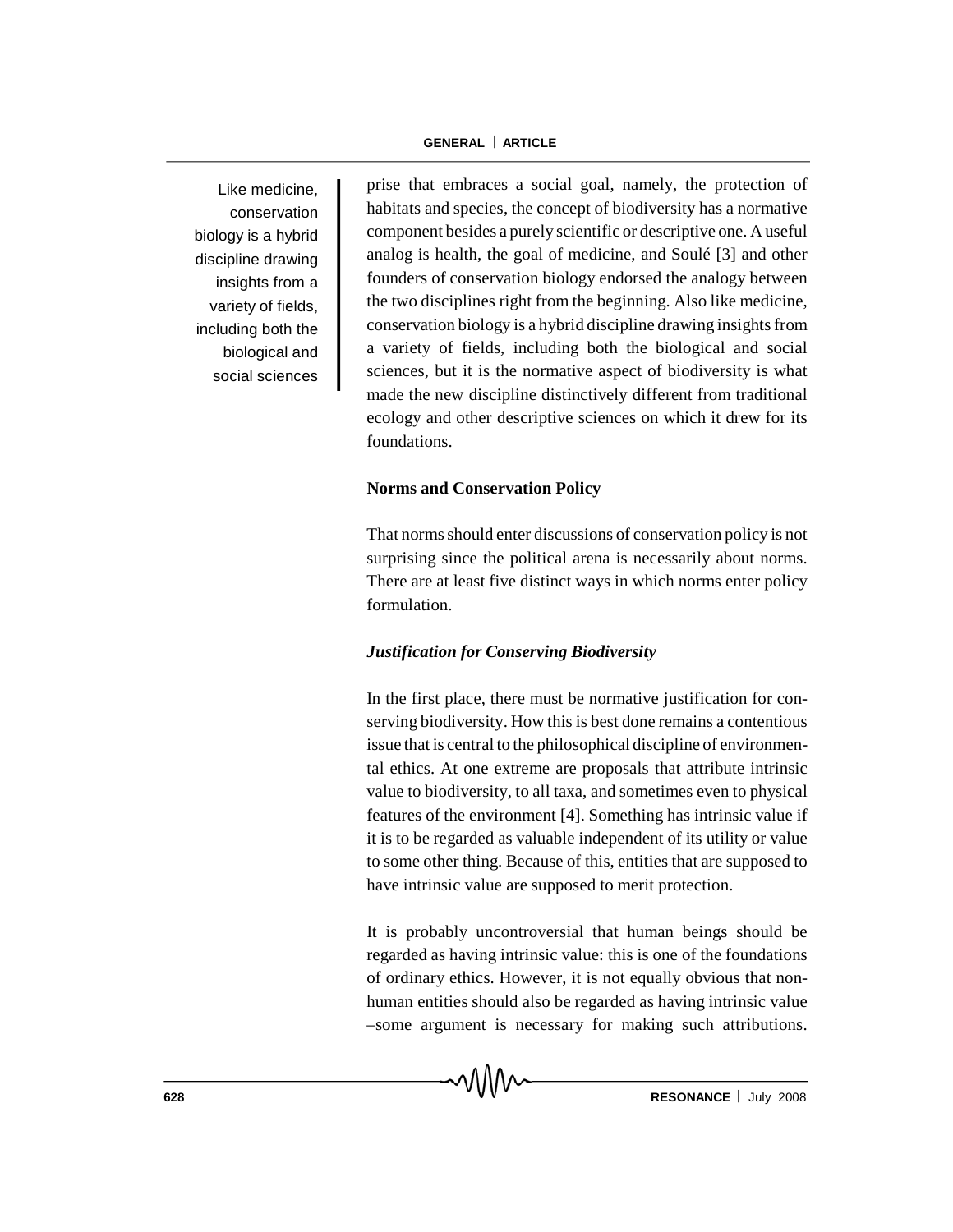Like medicine, conservation biology is a hybrid discipline drawing insights from a variety of fields, including both the biological and social sciences

prise that embraces a social goal, namely, the protection of habitats and species, the concept of biodiversity has a normative component besides a purely scientific or descriptive one. A useful analog is health, the goal of medicine, and Soulé [3] and other founders of conservation biology endorsed the analogy between the two disciplines right from the beginning. Also like medicine, conservation biology is a hybrid discipline drawing insights from a variety of fields, including both the biological and social sciences, but it is the normative aspect of biodiversity is what made the new discipline distinctively different from traditional ecology and other descriptive sciences on which it drew for its foundations.

### Norms and Conservation Policy

That norms should enter discussions of conservation policy is not surprising since the political arena is necessarily about norms. There are at least five distinct ways in which norms enter policy formulation.

#### *Justification for Conserving Biodiversity*

In the first place, there must be normative justification for conserving biodiversity. How this is best done remains a contentious issue that is central to the philosophical discipline of environmental ethics. At one extreme are proposals that attribute intrinsic value to biodiversity, to all taxa, and sometimes even to physical features of the environment [4]. Something has intrinsic value if it is to be regarded as valuable independent of its utility or value to some other thing. Because of this, entities that are supposed to have intrinsic value are supposed to merit protection.

It is probably uncontroversial that human beings should be regarded as having intrinsic value: this is one of the foundations of ordinary ethics. However, it is not equally obvious that non-human entities should also be regarded as having intrinsic value –some argument is necessary for making such attributions.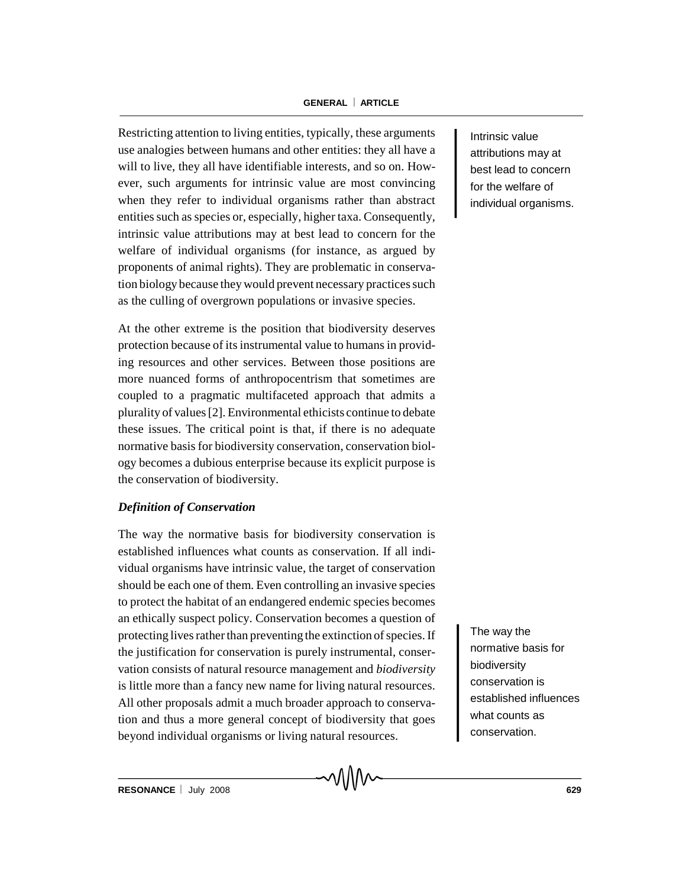Restricting attention to living entities, typically, these arguments use analogies between humans and other entities: they all have a will to live, they all have identifiable interests, and so on. However, such arguments for intrinsic value are most convincing when they refer to individual organisms rather than abstract entities such as species or, especially, higher taxa. Consequently, intrinsic value attributions may at best lead to concern for the welfare of individual organisms (for instance, as argued by proponents of animal rights). They are problematic in conservation biology because they would prevent necessary practices such as the culling of overgrown populations or invasive species.

Intrinsic value attributions may at best lead to concern for the welfare of individual organisms.

At the other extreme is the position that biodiversity deserves protection because of its instrumental value to humans in providing resources and other services. Between those positions are more nuanced forms of anthropocentrism that sometimes are coupled to a pragmatic multifaceted approach that admits a plurality of values [2]. Environmental ethicists continue to debate these issues. The critical point is that, if there is no adequate normative basis for biodiversity conservation, conservation biology becomes a dubious enterprise because its explicit purpose is the conservation of biodiversity.

### *Definition of Conservation*

The way the normative basis for biodiversity conservation is established influences what counts as conservation. If all individual organisms have intrinsic value, the target of conservation should be each one of them. Even controlling an invasive species to protect the habitat of an endangered endemic species becomes an ethically suspect policy. Conservation becomes a question of protecting lives rather than preventing the extinction of species. If the justification for conservation is purely instrumental, conservation consists of natural resource management and *biodiversity* is little more than a fancy new name for living natural resources. All other proposals admit a much broader approach to conservation and thus a more general concept of biodiversity that goes beyond individual organisms or living natural resources.

The way the normative basis for biodiversity conservation is established influences what counts as conservation.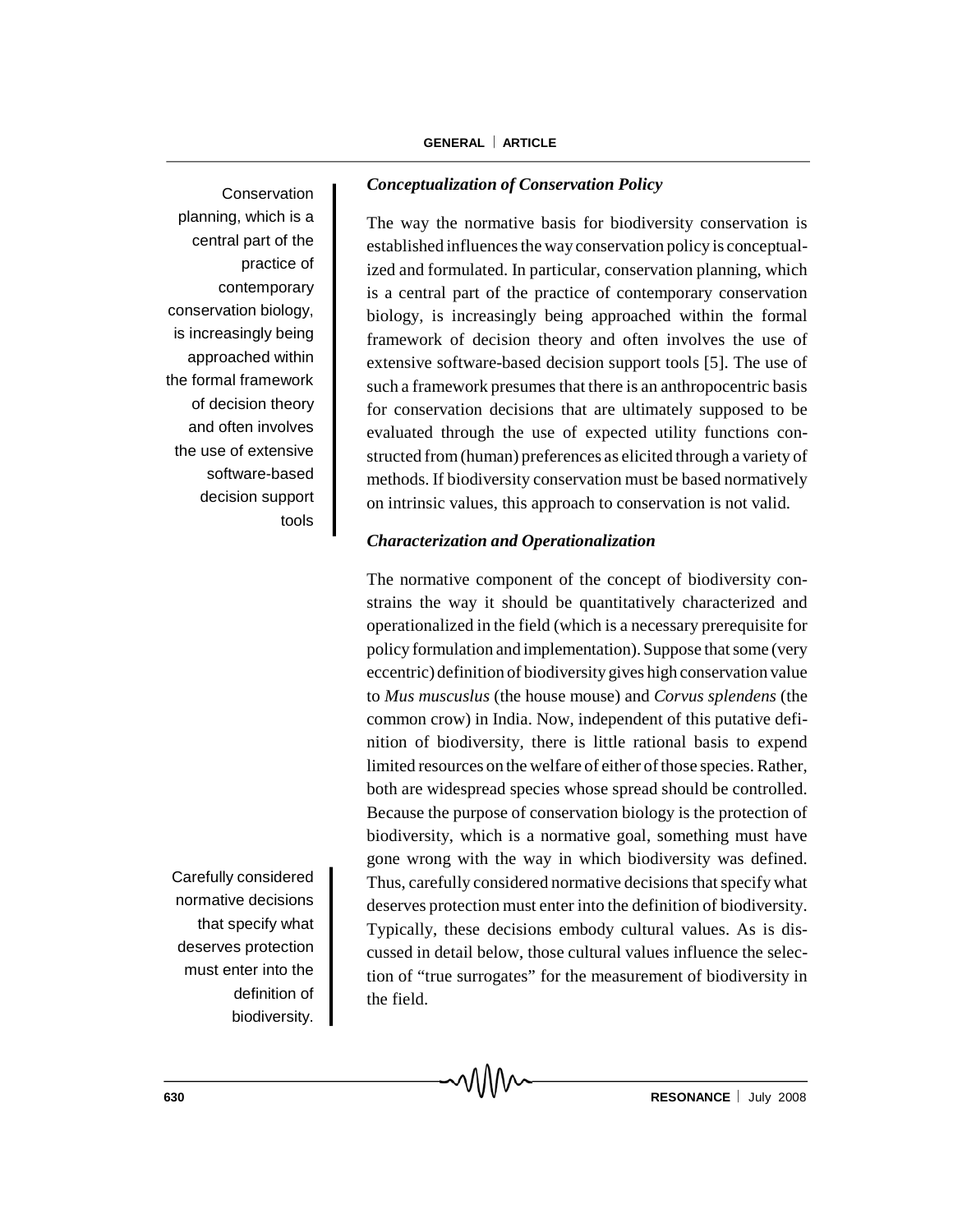### *Conceptualization of Conservation Policy*

The way the normative basis for biodiversity conservation is established influences the way conservation policy is conceptualized and formulated. In particular, conservation planning, which is a central part of the practice of contemporary conservation biology, is increasingly being approached within the formal framework of decision theory and often involves the use of extensive software-based decision support tools [5]. The use of such a framework presumes that there is an anthropocentric basis for conservation decisions that are ultimately supposed to be evaluated through the use of expected utility functions constructed from (human) preferences as elicited through a variety of methods. If biodiversity conservation must be based normatively on intrinsic values, this approach to conservation is not valid.

Conservation planning, which is a central part of the practice of contemporary conservation biology, is increasingly being approached within the formal framework of decision theory and often involves the use of extensive software-based decision support tools

### *Characterization and Operationalization*

The normative component of the concept of biodiversity constrains the way it should be quantitatively characterized and operationalized in the field (which is a necessary prerequisite for policy formulation and implementation). Suppose that some (very eccentric) definition of biodiversity gives high conservation value to *Mus muscuslus* (the house mouse) and *Corvus splendens* (the common crow) in India. Now, independent of this putative definition of biodiversity, there is little rational basis to expend limited resources on the welfare of either of those species. Rather, both are widespread species whose spread should be controlled. Because the purpose of conservation biology is the protection of biodiversity, which is a normative goal, something must have gone wrong with the way in which biodiversity was defined. Thus, carefully considered normative decisions that specify what deserves protection must enter into the definition of biodiversity. Typically, these decisions embody cultural values. As is discussed in detail below, those cultural values influence the selection of "true surrogates" for the measurement of biodiversity in the field.

Carefully considered normative decisions that specify what deserves protection must enter into the definition of biodiversity.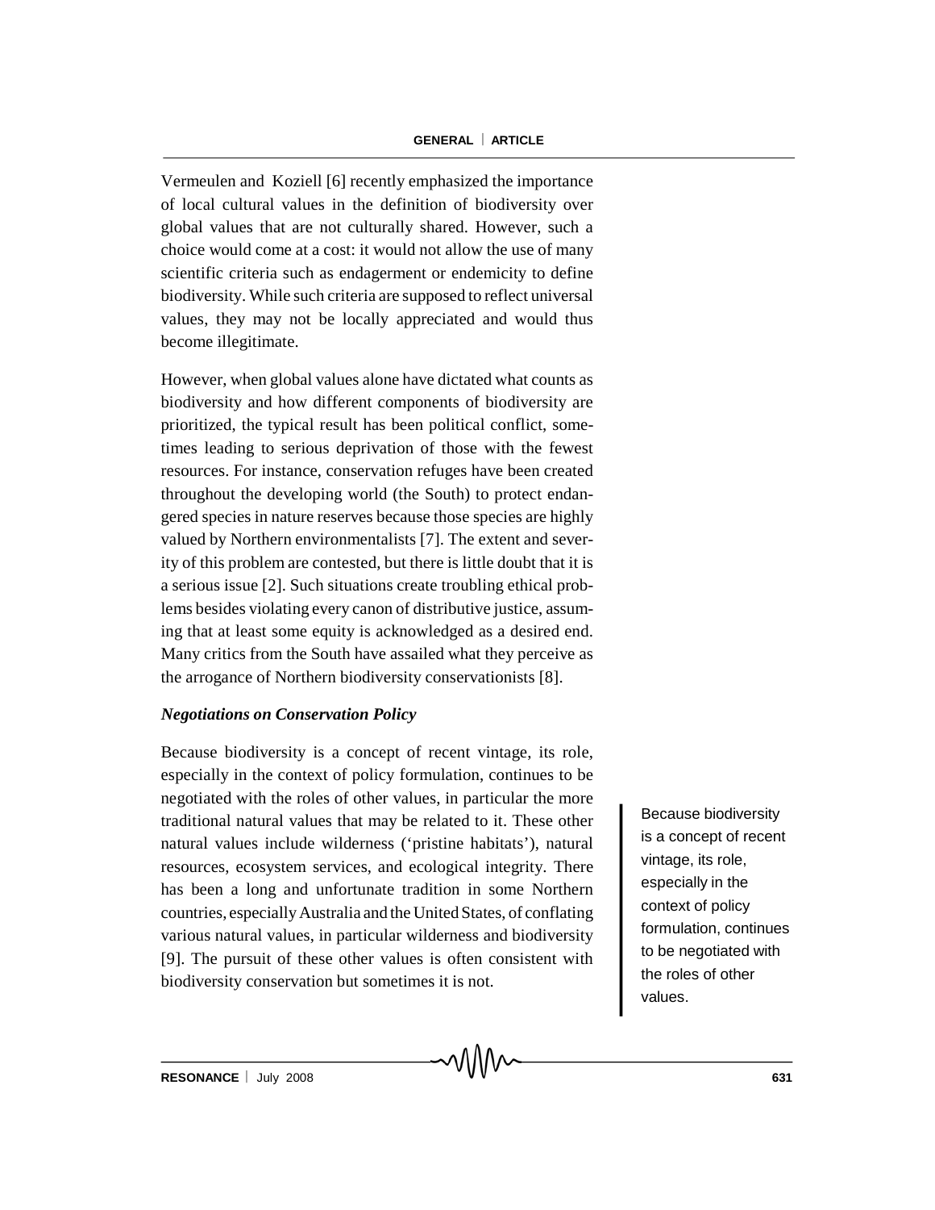Vermeulen and Koziell [6] recently emphasized the importance of local cultural values in the definition of biodiversity over global values that are not culturally shared. However, such a choice would come at a cost: it would not allow the use of many scientific criteria such as endagerment or endemicity to define biodiversity. While such criteria are supposed to reflect universal values, they may not be locally appreciated and would thus become illegitimate.

However, when global values alone have dictated what counts as biodiversity and how different components of biodiversity are prioritized, the typical result has been political conflict, sometimes leading to serious deprivation of those with the fewest resources. For instance, conservation refuges have been created throughout the developing world (the South) to protect endangered species in nature reserves because those species are highly valued by Northern environmentalists [7]. The extent and severity of this problem are contested, but there is little doubt that it is a serious issue [2]. Such situations create troubling ethical problems besides violating every canon of distributive justice, assuming that at least some equity is acknowledged as a desired end. Many critics from the South have assailed what they perceive as the arrogance of Northern biodiversity conservationists [8].

### *Negotiations on Conservation Policy*

Because biodiversity is a concept of recent vintage, its role, especially in the context of policy formulation, continues to be negotiated with the roles of other values, in particular the more traditional natural values that may be related to it. These other natural values include wilderness ('pristine habitats'), natural resources, ecosystem services, and ecological integrity. There has been a long and unfortunate tradition in some Northern countries, especially Australia and the United States, of conflating various natural values, in particular wilderness and biodiversity [9]. The pursuit of these other values is often consistent with biodiversity conservation but sometimes it is not.

Because biodiversity is a concept of recent vintage, its role, especially in the context of policy formulation, continues to be negotiated with the roles of other values.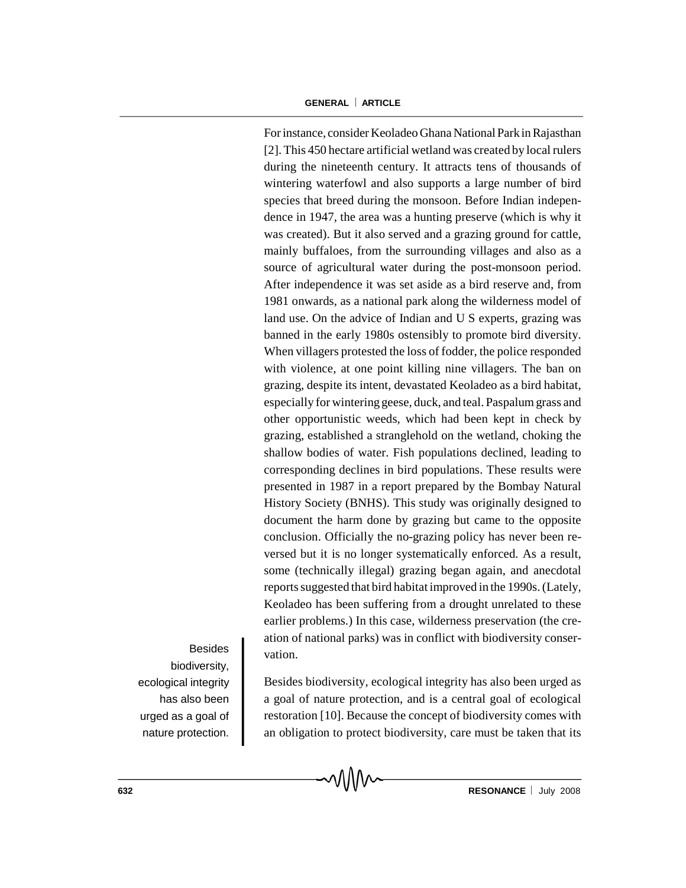For instance, consider Keoladeo Ghana National Park in Rajasthan [2]. This 450 hectare artificial wetland was created by local rulers during the nineteenth century. It attracts tens of thousands of wintering waterfowl and also supports a large number of bird species that breed during the monsoon. Before Indian independence in 1947, the area was a hunting preserve (which is why it was created). But it also served and a grazing ground for cattle, mainly buffaloes, from the surrounding villages and also as a source of agricultural water during the post-monsoon period. After independence it was set aside as a bird reserve and, from 1981 onwards, as a national park along the wilderness model of land use. On the advice of Indian and U S experts, grazing was banned in the early 1980s ostensibly to promote bird diversity. When villagers protested the loss of fodder, the police responded with violence, at one point killing nine villagers. The ban on grazing, despite its intent, devastated Keoladeo as a bird habitat, especially for wintering geese, duck, and teal. Paspalum grass and other opportunistic weeds, which had been kept in check by grazing, established a stranglehold on the wetland, choking the shallow bodies of water. Fish populations declined, leading to corresponding declines in bird populations. These results were presented in 1987 in a report prepared by the Bombay Natural History Society (BNHS). This study was originally designed to document the harm done by grazing but came to the opposite conclusion. Officially the no-grazing policy has never been reversed but it is no longer systematically enforced. As a result, some (technically illegal) grazing began again, and anecdotal reports suggested that bird habitat improved in the 1990s. (Lately, Keoladeo has been suffering from a drought unrelated to these earlier problems.) In this case, wilderness preservation (the creation of national parks) was in conflict with biodiversity conservation.

> Besides biodiversity, ecological integrity has also been urged as a goal of nature protection.

Besides biodiversity, ecological integrity has also been urged as a goal of nature protection, and is a central goal of ecological restoration [10]. Because the concept of biodiversity comes with an obligation to protect biodiversity, care must be taken that its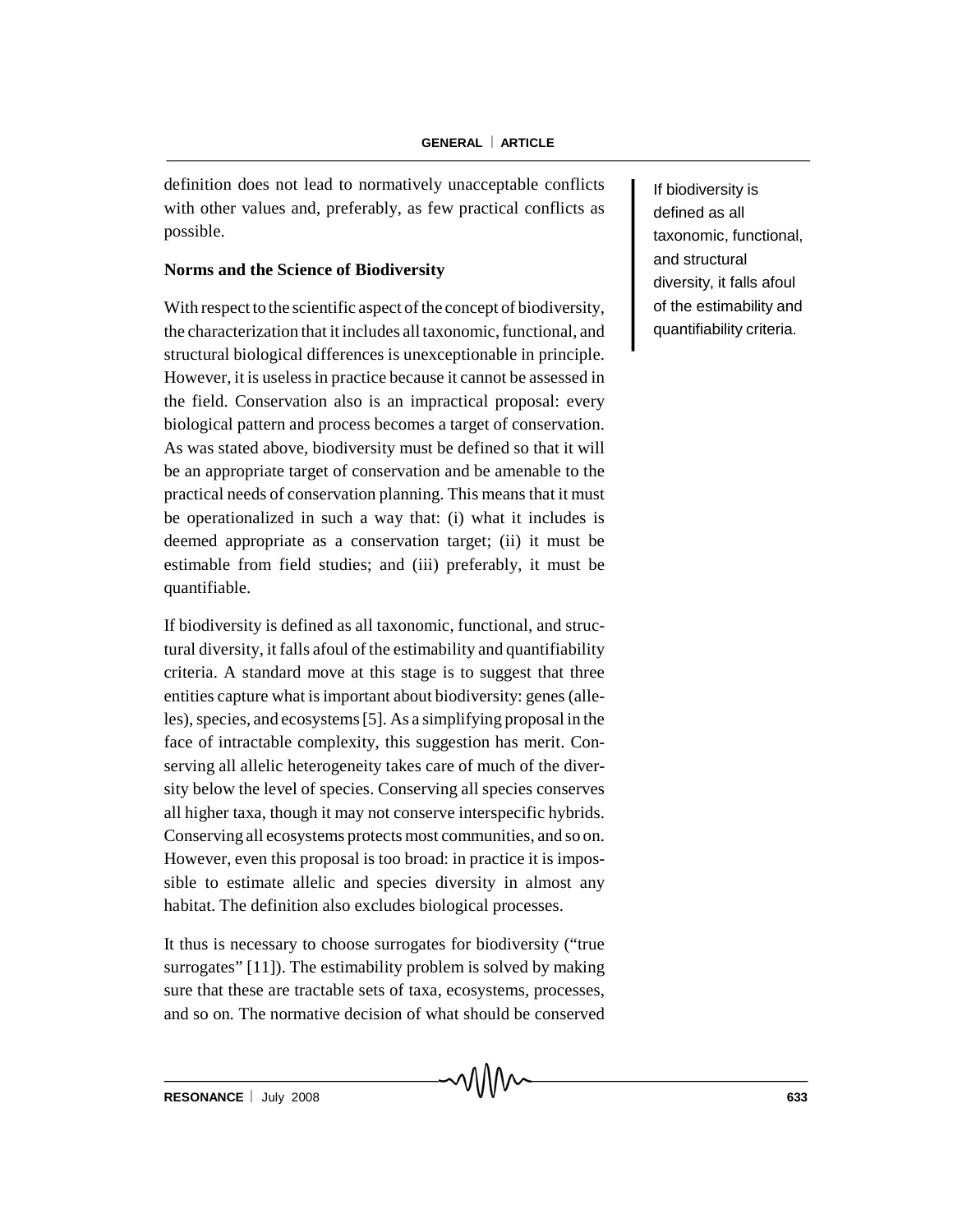definition does not lead to normatively unacceptable conflicts with other values and, preferably, as few practical conflicts as possible.

## Norms and the Science of Biodiversity

With respect to the scientific aspect of the concept of biodiversity, the characterization that it includes all taxonomic, functional, and structural biological differences is unexceptionable in principle. However, it is useless in practice because it cannot be assessed in the field. Conservation also is an impractical proposal: every biological pattern and process becomes a target of conservation. As was stated above, biodiversity must be defined so that it will be an appropriate target of conservation and be amenable to the practical needs of conservation planning. This means that it must be operationalized in such a way that: (i) what it includes is deemed appropriate as a conservation target; (ii) it must be estimable from field studies; and (iii) preferably, it must be quantifiable.

> If biodiversity is defined as all taxonomic, functional, and structural diversity, it falls afoul of the estimability and quantifiability criteria.

If biodiversity is defined as all taxonomic, functional, and structural diversity, it falls afoul of the estimability and quantifiability criteria. A standard move at this stage is to suggest that three entities capture what is important about biodiversity: genes (alleles), species, and ecosystems [5]. As a simplifying proposal in the face of intractable complexity, this suggestion has merit. Conserving all allelic heterogeneity takes care of much of the diversity below the level of species. Conserving all species conserves all higher taxa, though it may not conserve interspecific hybrids. Conserving all ecosystems protects most communities, and so on. However, even this proposal is too broad: in practice it is impossible to estimate allelic and species diversity in almost any habitat. The definition also excludes biological processes.

It thus is necessary to choose surrogates for biodiversity ("true surrogates" [11]). The estimability problem is solved by making sure that these are tractable sets of taxa, ecosystems, processes, and so on. The normative decision of what should be conserved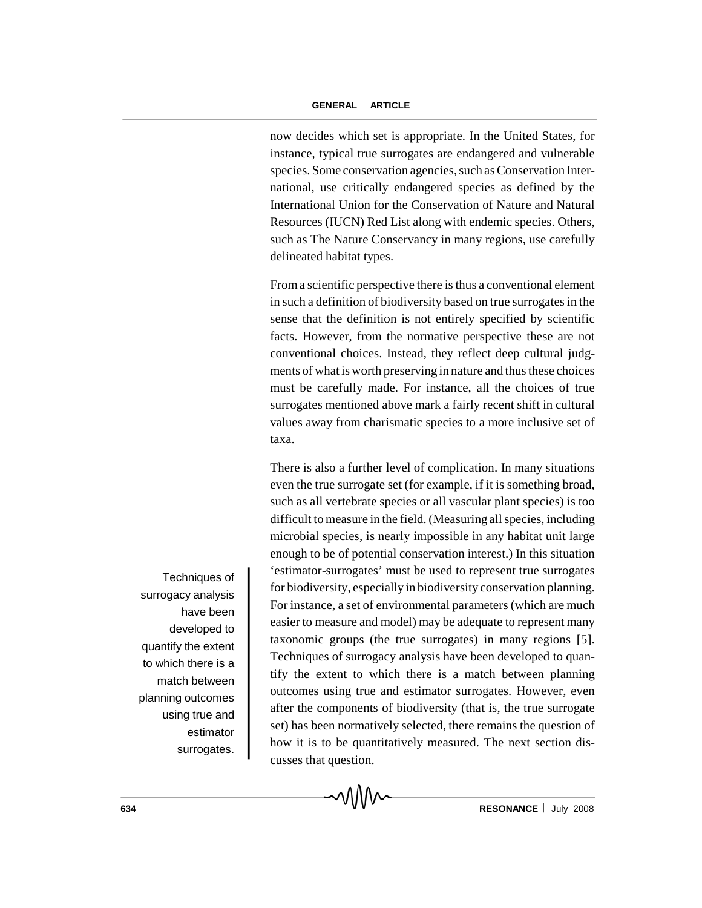now decides which set is appropriate. In the United States, for instance, typical true surrogates are endangered and vulnerable species. Some conservation agencies, such as Conservation International, use critically endangered species as defined by the International Union for the Conservation of Nature and Natural Resources (IUCN) Red List along with endemic species. Others, such as The Nature Conservancy in many regions, use carefully delineated habitat types.

From a scientific perspective there is thus a conventional element in such a definition of biodiversity based on true surrogates in the sense that the definition is not entirely specified by scientific facts. However, from the normative perspective these are not conventional choices. Instead, they reflect deep cultural judgments of what is worth preserving in nature and thus these choices must be carefully made. For instance, all the choices of true surrogates mentioned above mark a fairly recent shift in cultural values away from charismatic species to a more inclusive set of taxa.

There is also a further level of complication. In many situations even the true surrogate set (for example, if it is something broad, such as all vertebrate species or all vascular plant species) is too difficult to measure in the field. (Measuring all species, including microbial species, is nearly impossible in any habitat unit large enough to be of potential conservation interest.) In this situation 'estimator-surrogates' must be used to represent true surrogates for biodiversity, especially in biodiversity conservation planning. For instance, a set of environmental parameters (which are much easier to measure and model) may be adequate to represent many taxonomic groups (the true surrogates) in many regions [5]. Techniques of surrogacy analysis have been developed to quantify the extent to which there is a match between planning outcomes using true and estimator surrogates. However, even after the components of biodiversity (that is, the true surrogate set) has been normatively selected, there remains the question of how it is to be quantitatively measured. The next section discusses that question.

> Techniques of surrogacy analysis have been developed to quantify the extent to which there is a match between planning outcomes using true and estimator surrogates.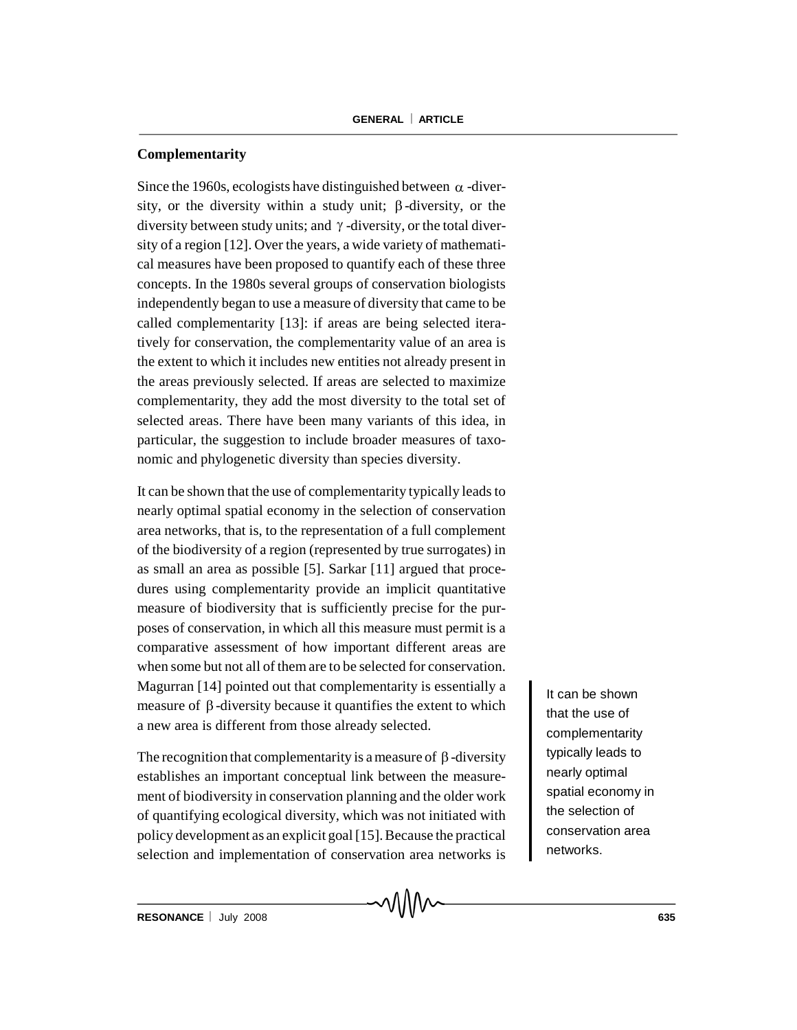## Complementarity

Since the 1960s, ecologists have distinguished between $\alpha$-diversity, or the diversity within a study unit; $\beta$-diversity, or the diversity between study units; and $\gamma$-diversity, or the total diversity of a region [12]. Over the years, a wide variety of mathematical measures have been proposed to quantify each of these three concepts. In the 1980s several groups of conservation biologists independently began to use a measure of diversity that came to be called complementarity [13]: if areas are being selected iteratively for conservation, the complementarity value of an area is the extent to which it includes new entities not already present in the areas previously selected. If areas are selected to maximize complementarity, they add the most diversity to the total set of selected areas. There have been many variants of this idea, in particular, the suggestion to include broader measures of taxonomic and phylogenetic diversity than species diversity.

It can be shown that the use of complementarity typically leads to nearly optimal spatial economy in the selection of conservation area networks, that is, to the representation of a full complement of the biodiversity of a region (represented by true surrogates) in as small an area as possible [5]. Sarkar [11] argued that procedures using complementarity provide an implicit quantitative measure of biodiversity that is sufficiently precise for the purposes of conservation, in which all this measure must permit is a comparative assessment of how important different areas are when some but not all of them are to be selected for conservation. Magurran [14] pointed out that complementarity is essentially a measure of $\beta$-diversity because it quantifies the extent to which a new area is different from those already selected.

It can be shown that the use of complementarity typically leads to nearly optimal spatial economy in the selection of conservation area networks.

The recognition that complementarity is a measure of $\beta$-diversity establishes an important conceptual link between the measurement of biodiversity in conservation planning and the older work of quantifying ecological diversity, which was not initiated with policy development as an explicit goal [15]. Because the practical selection and implementation of conservation area networks is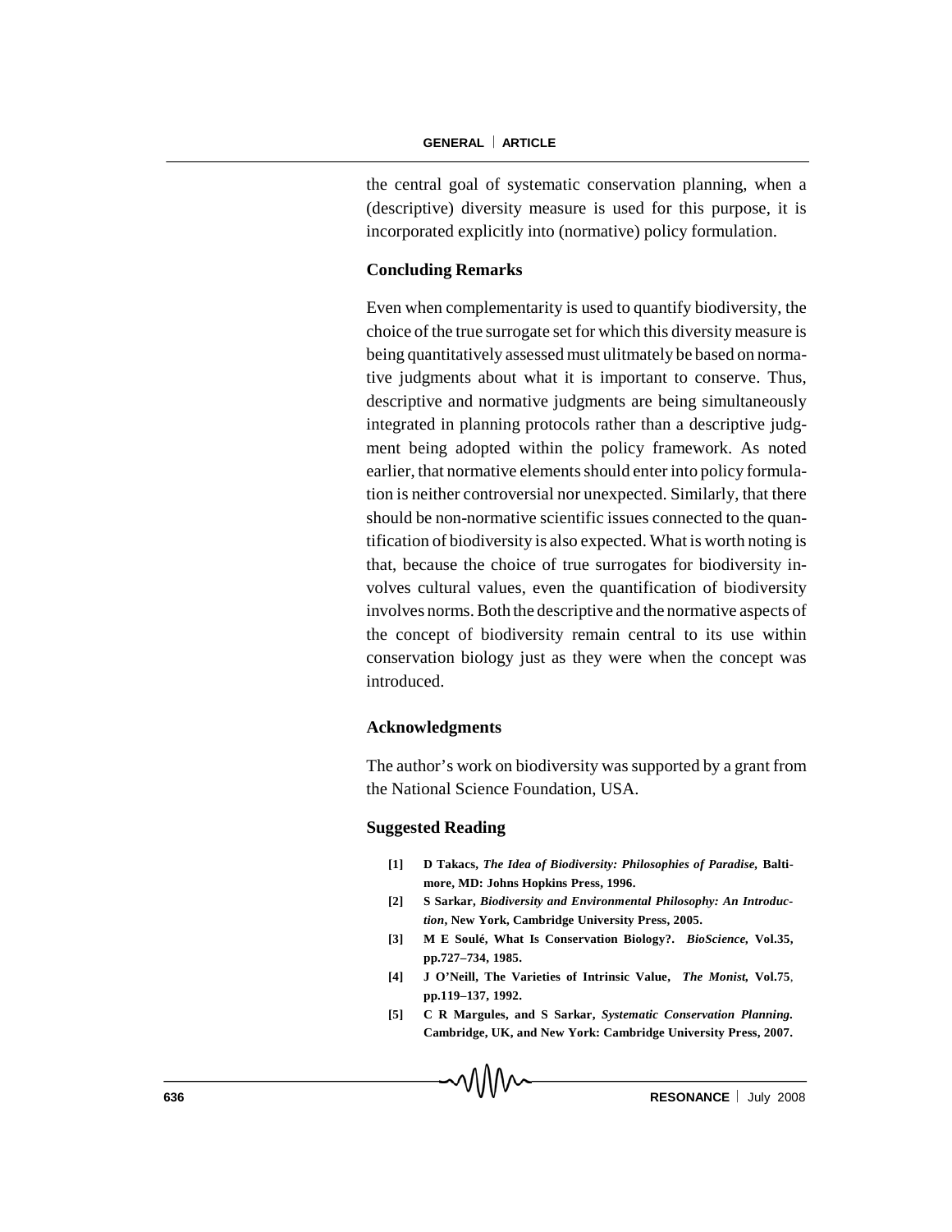the central goal of systematic conservation planning, when a (descriptive) diversity measure is used for this purpose, it is incorporated explicitly into (normative) policy formulation.

## Concluding Remarks

Even when complementarity is used to quantify biodiversity, the choice of the true surrogate set for which this diversity measure is being quantitatively assessed must ulitmately be based on normative judgments about what it is important to conserve. Thus, descriptive and normative judgments are being simultaneously integrated in planning protocols rather than a descriptive judgment being adopted within the policy framework. As noted earlier, that normative elements should enter into policy formulation is neither controversial nor unexpected. Similarly, that there should be non-normative scientific issues connected to the quantification of biodiversity is also expected. What is worth noting is that, because the choice of true surrogates for biodiversity involves cultural values, even the quantification of biodiversity involves norms. Both the descriptive and the normative aspects of the concept of biodiversity remain central to its use within conservation biology just as they were when the concept was introduced.

## Acknowledgments

The author's work on biodiversity was supported by a grant from the National Science Foundation, USA.

## Suggested Reading

- **[1] D Takacs, *The Idea of Biodiversity: Philosophies of Paradise*, Baltimore, MD: Johns Hopkins Press, 1996.**
- **[2] S Sarkar, *Biodiversity and Environmental Philosophy: An Introduction*, New York, Cambridge University Press, 2005.**
- **[3] M E Soulé, What Is Conservation Biology?. *BioScience*, Vol.35, pp.727–734, 1985.**
- **[4] J O'Neill, The Varieties of Intrinsic Value, *The Monist*, Vol.75, pp.119–137, 1992.**
- **[5] C R Margules, and S Sarkar, *Systematic Conservation Planning.* Cambridge, UK, and New York: Cambridge University Press, 2007.**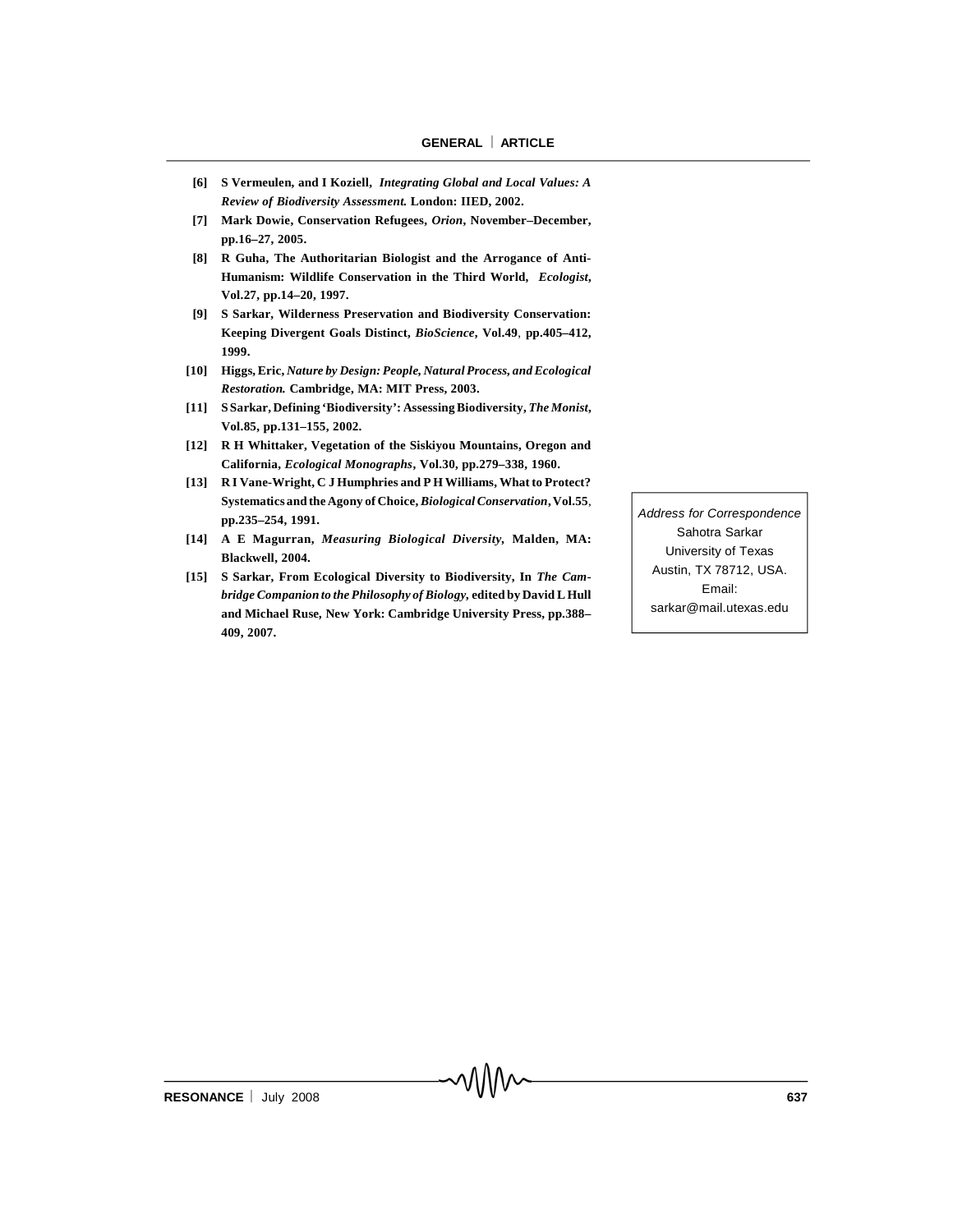**[6]** **S Vermeulen, and I Koziell,** ***Integrating Global and Local Values: A Review of Biodiversity Assessment.*** **London: IIED, 2002.**

**[7]** **Mark Dowie, Conservation Refugees,** ***Orion*****, November–December, pp.16–27, 2005.**

**[8]** **R Guha, The Authoritarian Biologist and the Arrogance of Anti-Humanism: Wildlife Conservation in the Third World,** ***Ecologist*****, Vol.27, pp.14–20, 1997.**

**[9]** **S Sarkar, Wilderness Preservation and Biodiversity Conservation: Keeping Divergent Goals Distinct,** ***BioScience*****, Vol.49, pp.405–412, 1999.**

**[10]** **Higgs, Eric,** ***Nature by Design: People, Natural Process, and Ecological Restoration.*** **Cambridge, MA: MIT Press, 2003.**

**[11]** **S Sarkar, Defining 'Biodiversity': Assessing Biodiversity,** ***The Monist*****, Vol.85, pp.131–155, 2002.**

**[12]** **R H Whittaker, Vegetation of the Siskiyou Mountains, Oregon and California,** ***Ecological Monographs*****, Vol.30, pp.279–338, 1960.**

**[13]** **R I Vane-Wright, C J Humphries and P H Williams, What to Protect? Systematics and the Agony of Choice,** ***Biological Conservation*****, Vol.55, pp.235–254, 1991.**

**[14]** **A E Magurran,** ***Measuring Biological Diversity*****, Malden, MA: Blackwell, 2004.**

**[15]** **S Sarkar, From Ecological Diversity to Biodiversity, In** ***The Cambridge Companion to the Philosophy of Biology*****, edited by David L Hull and Michael Ruse, New York: Cambridge University Press, pp.388–409, 2007.**

*Address for Correspondence*
Sahotra Sarkar
University of Texas
Austin, TX 78712, USA.
Email:
sarkar@mail.utexas.edu